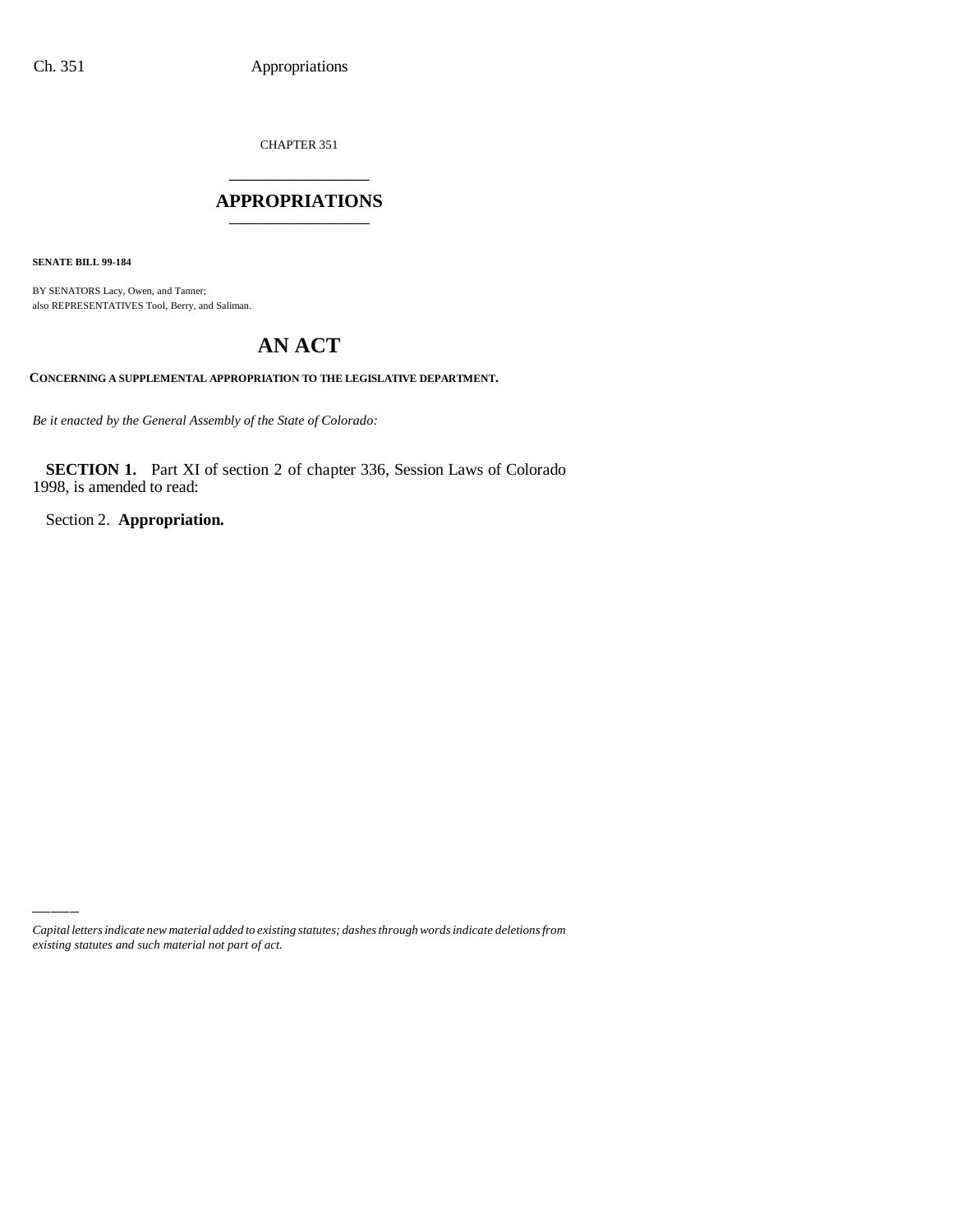CHAPTER 351

# APPROPRIATIONS

**SENATE BILL 99-184**

BY SENATORS Lacy, Owen, and Tanner;
also REPRESENTATIVES Tool, Berry, and Saliman.

# AN ACT

**CONCERNING A SUPPLEMENTAL APPROPRIATION TO THE LEGISLATIVE DEPARTMENT.**

*Be it enacted by the General Assembly of the State of Colorado:*

**SECTION 1.** Part XI of section 2 of chapter 336, Session Laws of Colorado 1998, is amended to read:

Section 2. **Appropriation.**

*Capital letters indicate new material added to existing statutes; dashes through words indicate deletions from existing statutes and such material not part of act.*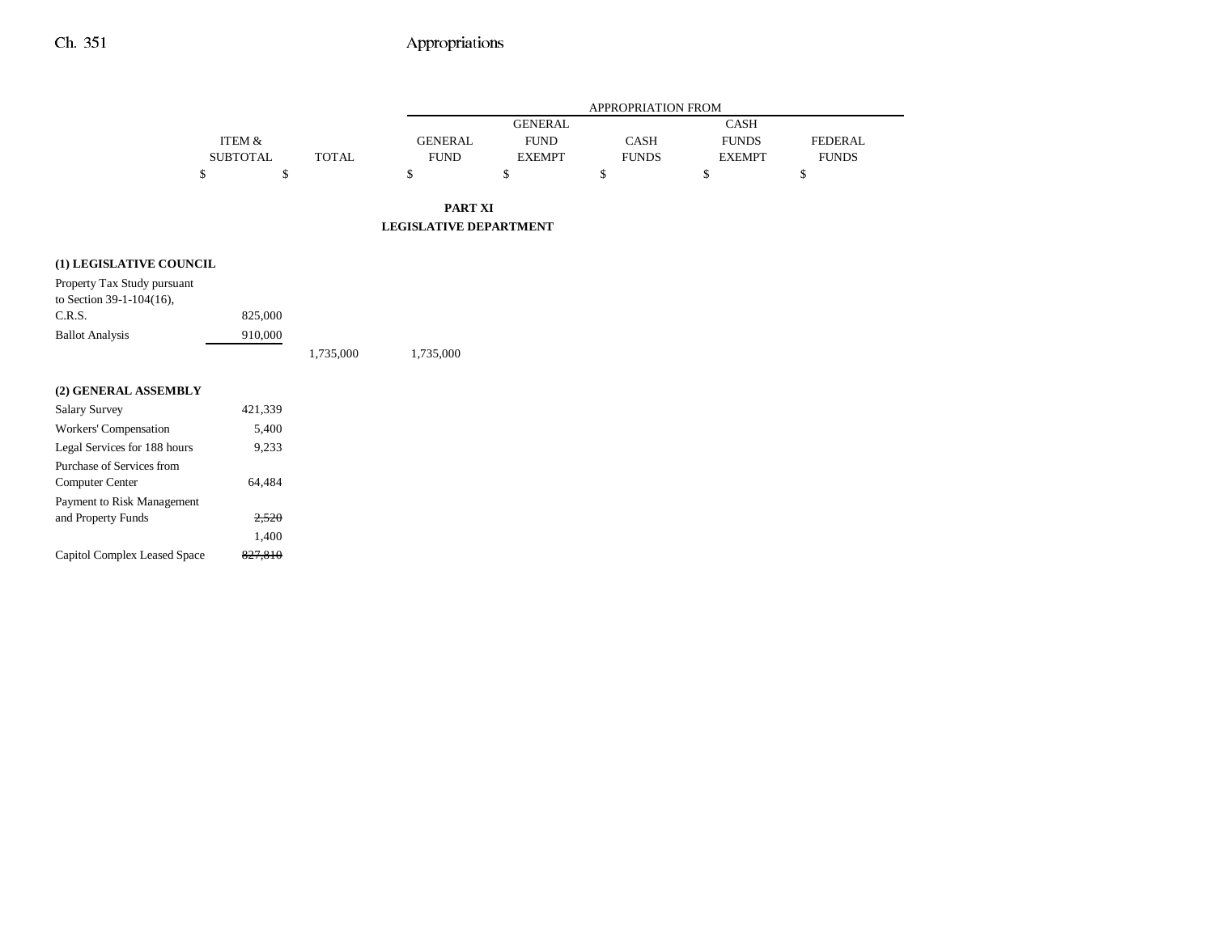| | ITEM & SUBTOTAL | TOTAL | APPROPRIATION FROM | | | | |
|---|---|---|---|---|---|---|---|
| | | | GENERAL FUND | GENERAL FUND EXEMPT | CASH FUNDS | CASH FUNDS EXEMPT | FEDERAL FUNDS |
| | $ | $ | $ | $ | $ | $ | $ |

**PART XI**

**LEGISLATIVE DEPARTMENT**

| | ITEM & SUBTOTAL | TOTAL | GENERAL FUND | GENERAL FUND EXEMPT | CASH FUNDS | CASH FUNDS EXEMPT | FEDERAL FUNDS |
|---|---|---|---|---|---|---|---|
| **(1) LEGISLATIVE COUNCIL** | | | | | | | |
| Property Tax Study pursuant to Section 39-1-104(16), C.R.S. | 825,000 | | | | | | |
| Ballot Analysis | 910,000 | | | | | | |
| | | 1,735,000 | 1,735,000 | | | | |
| **(2) GENERAL ASSEMBLY** | | | | | | | |
| Salary Survey | 421,339 | | | | | | |
| Workers' Compensation | 5,400 | | | | | | |
| Legal Services for 188 hours | 9,233 | | | | | | |
| Purchase of Services from Computer Center | 64,484 | | | | | | |
| Payment to Risk Management and Property Funds | ~~2,520~~ 1,400 | | | | | | |
| Capitol Complex Leased Space | ~~827,810~~ | | | | | | |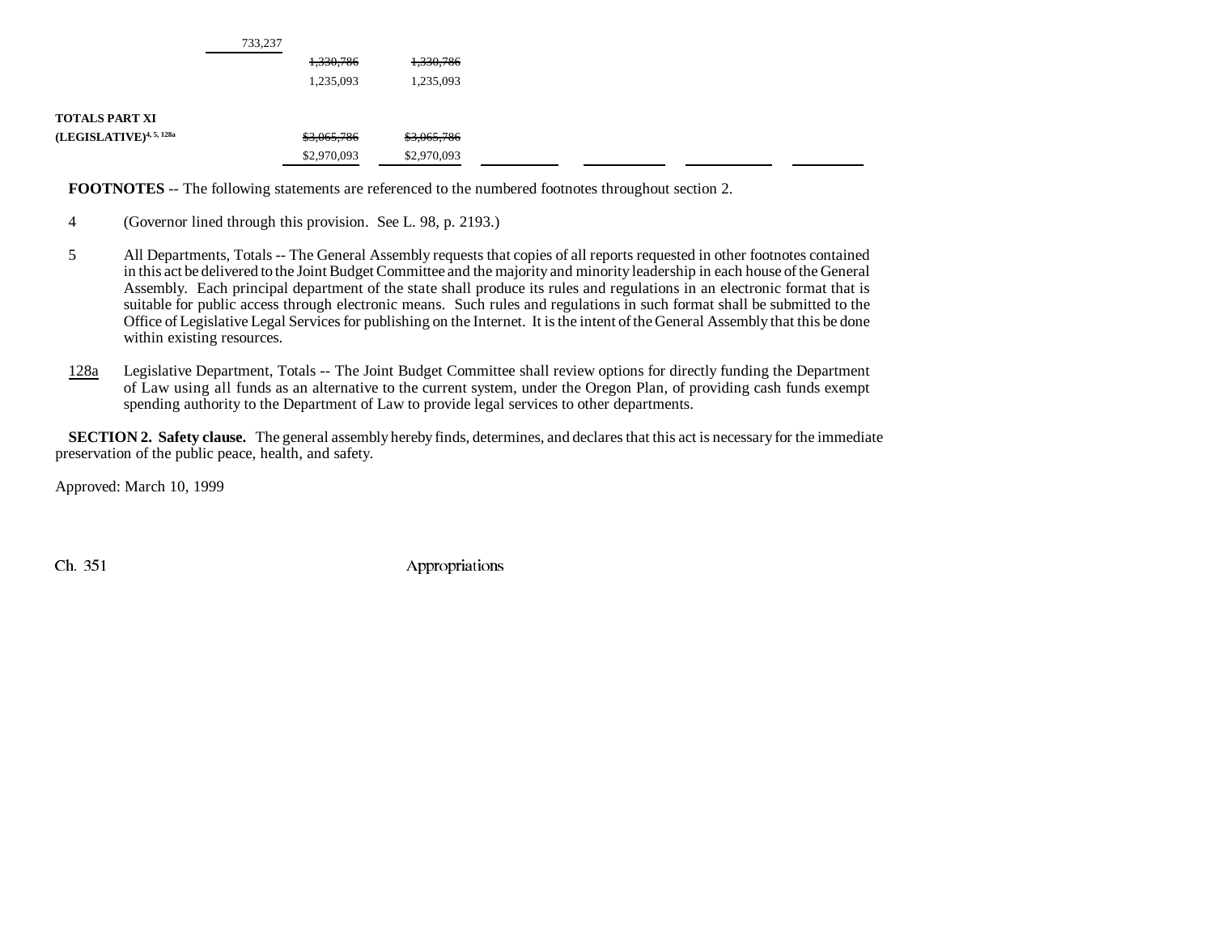| | | | | | | | |
|---|---|---|---|---|---|---|---|
| | 733,237 | | | | | | |
| | | ~~1,330,786~~ | ~~1,330,786~~ | | | | |
| | | 1,235,093 | 1,235,093 | | | | |
| **TOTALS PART XI (LEGISLATIVE)**[4, 5, 128a] | | ~~$3,065,786~~ | ~~$3,065,786~~ | | | | |
| | | $2,970,093 | $2,970,093 | | | | |

**FOOTNOTES** -- The following statements are referenced to the numbered footnotes throughout section 2.

4 (Governor lined through this provision. See L. 98, p. 2193.)

5 All Departments, Totals -- The General Assembly requests that copies of all reports requested in other footnotes contained in this act be delivered to the Joint Budget Committee and the majority and minority leadership in each house of the General Assembly. Each principal department of the state shall produce its rules and regulations in an electronic format that is suitable for public access through electronic means. Such rules and regulations in such format shall be submitted to the Office of Legislative Legal Services for publishing on the Internet. It is the intent of the General Assembly that this be done within existing resources.

<u>128a</u> Legislative Department, Totals -- The Joint Budget Committee shall review options for directly funding the Department of Law using all funds as an alternative to the current system, under the Oregon Plan, of providing cash funds exempt spending authority to the Department of Law to provide legal services to other departments.

**SECTION 2. Safety clause.** The general assembly hereby finds, determines, and declares that this act is necessary for the immediate preservation of the public peace, health, and safety.

Approved: March 10, 1999